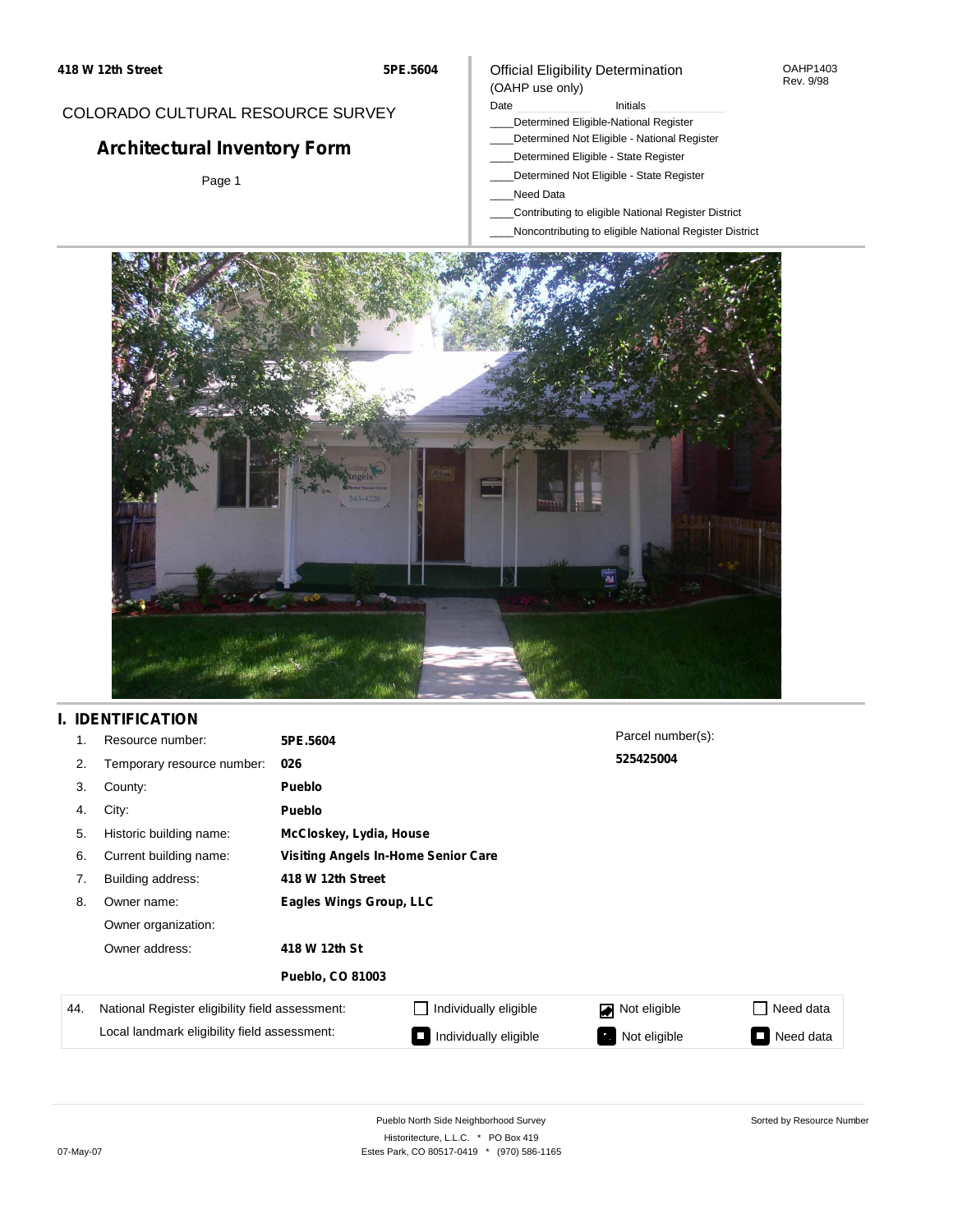418 W 12th Street 5PE.5604

COLORADO CULTURAL RESOURCE SURVEY

# Architectural Inventory Form

Official Eligibility Determination
(OAHP use only)

OAHP1403
Rev. 9/98

Date ________ Initials ________

____Determined Eligible-National Register
____Determined Not Eligible - National Register
____Determined Eligible - State Register
____Determined Not Eligible - State Register
____Need Data
____Contributing to eligible National Register District
____Noncontributing to eligible National Register District

## I. IDENTIFICATION

| | | |
|---|---|---|
| 1. | Resource number: | **5PE.5604** |
| 2. | Temporary resource number: | **026** |
| 3. | County: | **Pueblo** |
| 4. | City: | **Pueblo** |
| 5. | Historic building name: | **McCloskey, Lydia, House** |
| 6. | Current building name: | **Visiting Angels In-Home Senior Care** |
| 7. | Building address: | **418 W 12th Street** |
| 8. | Owner name: | **Eagles Wings Group, LLC** |
| | Owner organization: | |
| | Owner address: | **418 W 12th St** |
| | | **Pueblo, CO 81003** |

Parcel number(s):
**525425004**

| 44. | | | | |
|---|---|---|---|---|
| National Register eligibility field assessment: | ☐ Individually eligible | ☑ Not eligible | ☐ Need data |
| Local landmark eligibility field assessment: | ■ Individually eligible | ■ Not eligible | ■ Need data |

Pueblo North Side Neighborhood Survey
Historitecture, L.L.C. * PO Box 419
Estes Park, CO 80517-0419 * (970) 586-1165

Sorted by Resource Number

07-May-07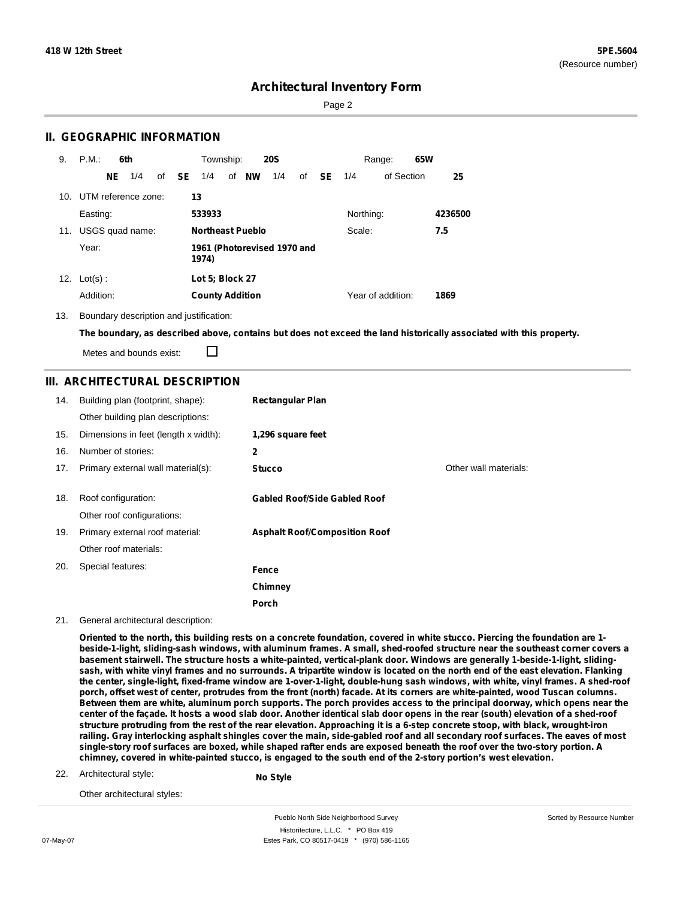## II. GEOGRAPHIC INFORMATION

9. P.M.: **6th** Township: **20S** Range: **65W**

**NE** 1/4 of **SE** 1/4 of **NW** 1/4 of **SE** 1/4 of Section **25**

10. UTM reference zone: **13**

Easting: **533933** Northing: **4236500**

11. USGS quad name: **Northeast Pueblo** Scale: **7.5**

Year: **1961 (Photorevised 1970 and 1974)**

12. Lot(s) : **Lot 5; Block 27**

Addition: **County Addition** Year of addition: **1869**

13. Boundary description and justification:

**The boundary, as described above, contains but does not exceed the land historically associated with this property.**

Metes and bounds exist: ☐

## III. ARCHITECTURAL DESCRIPTION

14. Building plan (footprint, shape): **Rectangular Plan**

Other building plan descriptions:

15. Dimensions in feet (length x width): **1,296 square feet**

16. Number of stories: **2**

17. Primary external wall material(s): **Stucco** Other wall materials:

18. Roof configuration: **Gabled Roof/Side Gabled Roof**

Other roof configurations:

19. Primary external roof material: **Asphalt Roof/Composition Roof**

Other roof materials:

20. Special features: **Fence**, **Chimney**, **Porch**

21. General architectural description:

**Oriented to the north, this building rests on a concrete foundation, covered in white stucco. Piercing the foundation are 1-beside-1-light, sliding-sash windows, with aluminum frames. A small, shed-roofed structure near the southeast corner covers a basement stairwell. The structure hosts a white-painted, vertical-plank door. Windows are generally 1-beside-1-light, sliding-sash, with white vinyl frames and no surrounds. A tripartite window is located on the north end of the east elevation. Flanking the center, single-light, fixed-frame window are 1-over-1-light, double-hung sash windows, with white, vinyl frames. A shed-roof porch, offset west of center, protrudes from the front (north) facade. At its corners are white-painted, wood Tuscan columns. Between them are white, aluminum porch supports. The porch provides access to the principal doorway, which opens near the center of the façade. It hosts a wood slab door. Another identical slab door opens in the rear (south) elevation of a shed-roof structure protruding from the rest of the rear elevation. Approaching it is a 6-step concrete stoop, with black, wrought-iron railing. Gray interlocking asphalt shingles cover the main, side-gabled roof and all secondary roof surfaces. The eaves of most single-story roof surfaces are boxed, while shaped rafter ends are exposed beneath the roof over the two-story portion. A chimney, covered in white-painted stucco, is engaged to the south end of the 2-story portion's west elevation.**

22. Architectural style: **No Style**

Other architectural styles: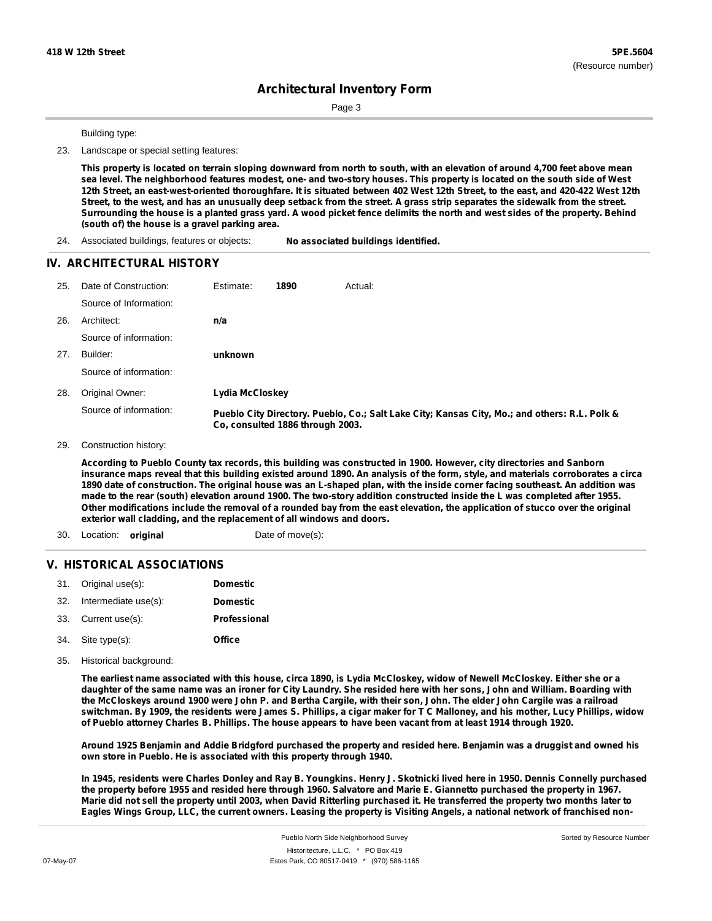Building type:

23. Landscape or special setting features:

**This property is located on terrain sloping downward from north to south, with an elevation of around 4,700 feet above mean sea level. The neighborhood features modest, one- and two-story houses. This property is located on the south side of West 12th Street, an east-west-oriented thoroughfare. It is situated between 402 West 12th Street, to the east, and 420-422 West 12th Street, to the west, and has an unusually deep setback from the street. A grass strip separates the sidewalk from the street. Surrounding the house is a planted grass yard. A wood picket fence delimits the north and west sides of the property. Behind (south of) the house is a gravel parking area.**

24. Associated buildings, features or objects: **No associated buildings identified.**

## IV. ARCHITECTURAL HISTORY

25. Date of Construction: Estimate: **1890** Actual:

    Source of Information:

26. Architect: **n/a**

    Source of information:

27. Builder: **unknown**

    Source of information:

28. Original Owner: **Lydia McCloskey**

    Source of information: **Pueblo City Directory. Pueblo, Co.; Salt Lake City; Kansas City, Mo.; and others: R.L. Polk & Co, consulted 1886 through 2003.**

29. Construction history:

**According to Pueblo County tax records, this building was constructed in 1900. However, city directories and Sanborn insurance maps reveal that this building existed around 1890. An analysis of the form, style, and materials corroborates a circa 1890 date of construction. The original house was an L-shaped plan, with the inside corner facing southeast. An addition was made to the rear (south) elevation around 1900. The two-story addition constructed inside the L was completed after 1955. Other modifications include the removal of a rounded bay from the east elevation, the application of stucco over the original exterior wall cladding, and the replacement of all windows and doors.**

30. Location: **original** Date of move(s):

## V. HISTORICAL ASSOCIATIONS

31. Original use(s): **Domestic**
32. Intermediate use(s): **Domestic**
33. Current use(s): **Professional**
34. Site type(s): **Office**
35. Historical background:

**The earliest name associated with this house, circa 1890, is Lydia McCloskey, widow of Newell McCloskey. Either she or a daughter of the same name was an ironer for City Laundry. She resided here with her sons, John and William. Boarding with the McCloskeys around 1900 were John P. and Bertha Cargile, with their son, John. The elder John Cargile was a railroad switchman. By 1909, the residents were James S. Phillips, a cigar maker for T C Malloney, and his mother, Lucy Phillips, widow of Pueblo attorney Charles B. Phillips. The house appears to have been vacant from at least 1914 through 1920.**

**Around 1925 Benjamin and Addie Bridgford purchased the property and resided here. Benjamin was a druggist and owned his own store in Pueblo. He is associated with this property through 1940.**

**In 1945, residents were Charles Donley and Ray B. Youngkins. Henry J. Skotnicki lived here in 1950. Dennis Connelly purchased the property before 1955 and resided here through 1960. Salvatore and Marie E. Giannetto purchased the property in 1967. Marie did not sell the property until 2003, when David Ritterling purchased it. He transferred the property two months later to Eagles Wings Group, LLC, the current owners. Leasing the property is Visiting Angels, a national network of franchised non-**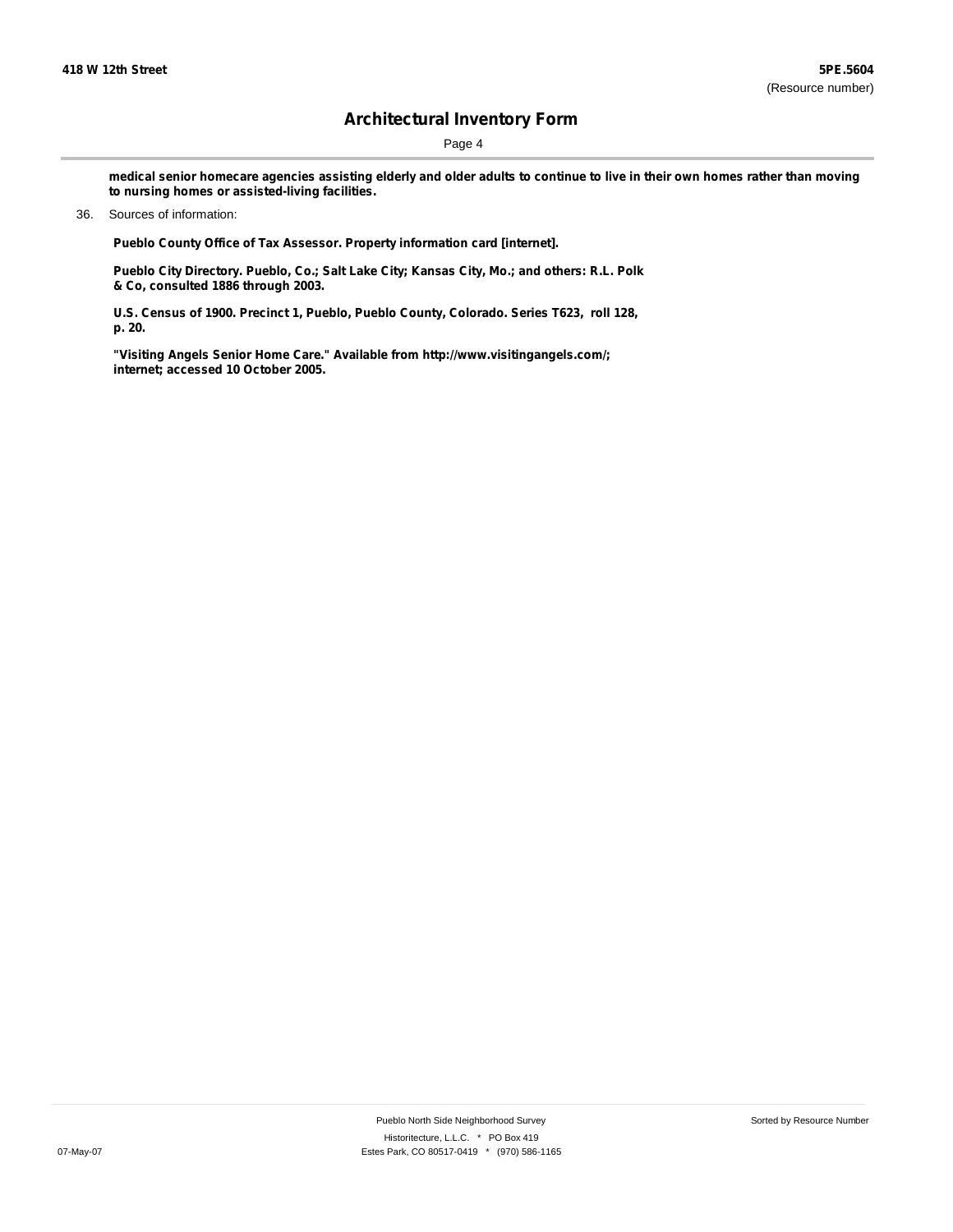**medical senior homecare agencies assisting elderly and older adults to continue to live in their own homes rather than moving to nursing homes or assisted-living facilities.**

36. Sources of information:

**Pueblo County Office of Tax Assessor. Property information card [internet].**

**Pueblo City Directory. Pueblo, Co.; Salt Lake City; Kansas City, Mo.; and others: R.L. Polk & Co, consulted 1886 through 2003.**

**U.S. Census of 1900. Precinct 1, Pueblo, Pueblo County, Colorado. Series T623, roll 128, p. 20.**

**"Visiting Angels Senior Home Care." Available from http://www.visitingangels.com/; internet; accessed 10 October 2005.**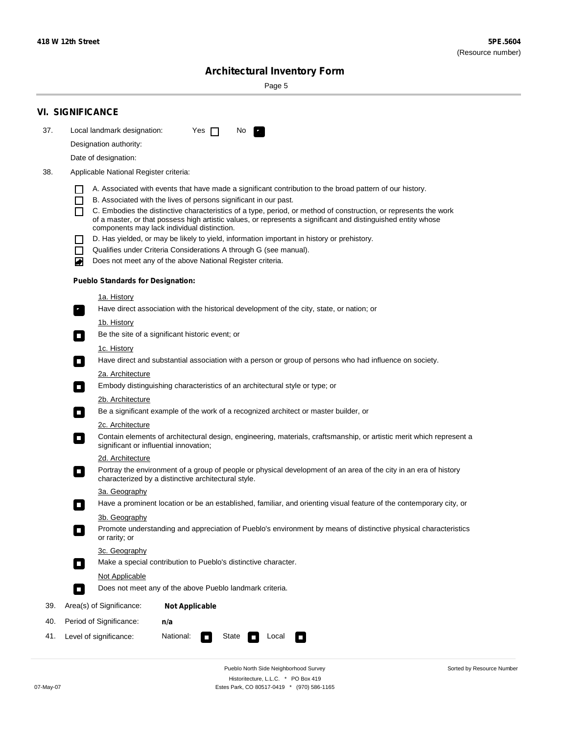# Architectural Inventory Form

## VI. SIGNIFICANCE

37. Local landmark designation: Yes ☐ No ☑

    Designation authority:

    Date of designation:

38. Applicable National Register criteria:

    - ☐ A. Associated with events that have made a significant contribution to the broad pattern of our history.
    - ☐ B. Associated with the lives of persons significant in our past.
    - ☐ C. Embodies the distinctive characteristics of a type, period, or method of construction, or represents the work of a master, or that possess high artistic values, or represents a significant and distinguished entity whose components may lack individual distinction.
    - ☐ D. Has yielded, or may be likely to yield, information important in history or prehistory.
    - ☐ Qualifies under Criteria Considerations A through G (see manual).
    - ☑ Does not meet any of the above National Register criteria.

    **Pueblo Standards for Designation:**

    1a. History
    - ☑ Have direct association with the historical development of the city, state, or nation; or

    1b. History
    - ☐ Be the site of a significant historic event; or

    1c. History
    - ☐ Have direct and substantial association with a person or group of persons who had influence on society.

    2a. Architecture
    - ☐ Embody distinguishing characteristics of an architectural style or type; or

    2b. Architecture
    - ☐ Be a significant example of the work of a recognized architect or master builder, or

    2c. Architecture
    - ☐ Contain elements of architectural design, engineering, materials, craftsmanship, or artistic merit which represent a significant or influential innovation;

    2d. Architecture
    - ☐ Portray the environment of a group of people or physical development of an area of the city in an era of history characterized by a distinctive architectural style.

    3a. Geography
    - ☐ Have a prominent location or be an established, familiar, and orienting visual feature of the contemporary city, or

    3b. Geography
    - ☐ Promote understanding and appreciation of Pueblo's environment by means of distinctive physical characteristics or rarity; or

    3c. Geography
    - ☐ Make a special contribution to Pueblo's distinctive character.

    Not Applicable
    - ☐ Does not meet any of the above Pueblo landmark criteria.

39. Area(s) of Significance: **Not Applicable**

40. Period of Significance: **n/a**

41. Level of significance: National: ☐ State ☐ Local ☐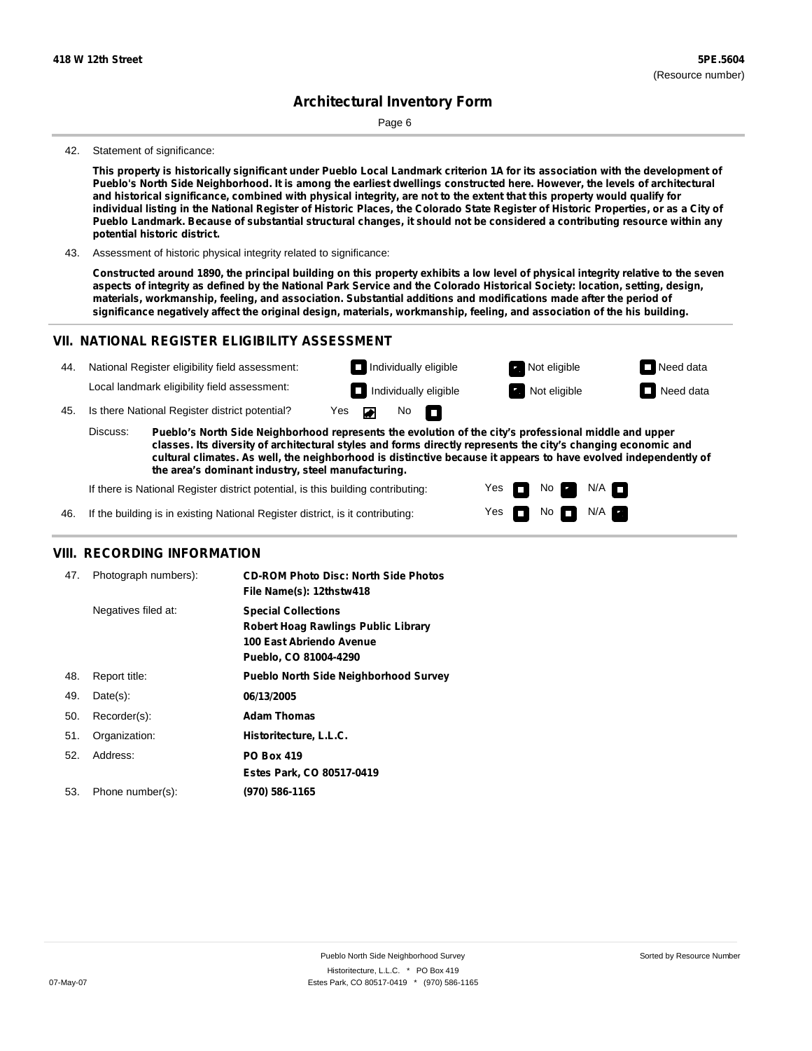42. Statement of significance:

**This property is historically significant under Pueblo Local Landmark criterion 1A for its association with the development of Pueblo's North Side Neighborhood. It is among the earliest dwellings constructed here. However, the levels of architectural and historical significance, combined with physical integrity, are not to the extent that this property would qualify for individual listing in the National Register of Historic Places, the Colorado State Register of Historic Properties, or as a City of Pueblo Landmark. Because of substantial structural changes, it should not be considered a contributing resource within any potential historic district.**

43. Assessment of historic physical integrity related to significance:

**Constructed around 1890, the principal building on this property exhibits a low level of physical integrity relative to the seven aspects of integrity as defined by the National Park Service and the Colorado Historical Society: location, setting, design, materials, workmanship, feeling, and association. Substantial additions and modifications made after the period of significance negatively affect the original design, materials, workmanship, feeling, and association of the his building.**

## VII. NATIONAL REGISTER ELIGIBILITY ASSESSMENT

44. National Register eligibility field assessment: ☐ Individually eligible ☑ Not eligible ☐ Need data

Local landmark eligibility field assessment: ☐ Individually eligible ☑ Not eligible ☐ Need data

45. Is there National Register district potential? Yes ☑ No ☐

Discuss: **Pueblo's North Side Neighborhood represents the evolution of the city's professional middle and upper classes. Its diversity of architectural styles and forms directly represents the city's changing economic and cultural climates. As well, the neighborhood is distinctive because it appears to have evolved independently of the area's dominant industry, steel manufacturing.**

If there is National Register district potential, is this building contributing: Yes ☐ No ☑ N/A ☐

46. If the building is in existing National Register district, is it contributing: Yes ☐ No ☐ N/A ☑

## VIII. RECORDING INFORMATION

47. Photograph numbers): **CD-ROM Photo Disc: North Side Photos**
**File Name(s): 12thstw418**

Negatives filed at: **Special Collections**
**Robert Hoag Rawlings Public Library**
**100 East Abriendo Avenue**
**Pueblo, CO 81004-4290**

48. Report title: **Pueblo North Side Neighborhood Survey**

49. Date(s): **06/13/2005**

50. Recorder(s): **Adam Thomas**

51. Organization: **Historitecture, L.L.C.**

52. Address: **PO Box 419**
**Estes Park, CO 80517-0419**

53. Phone number(s): **(970) 586-1165**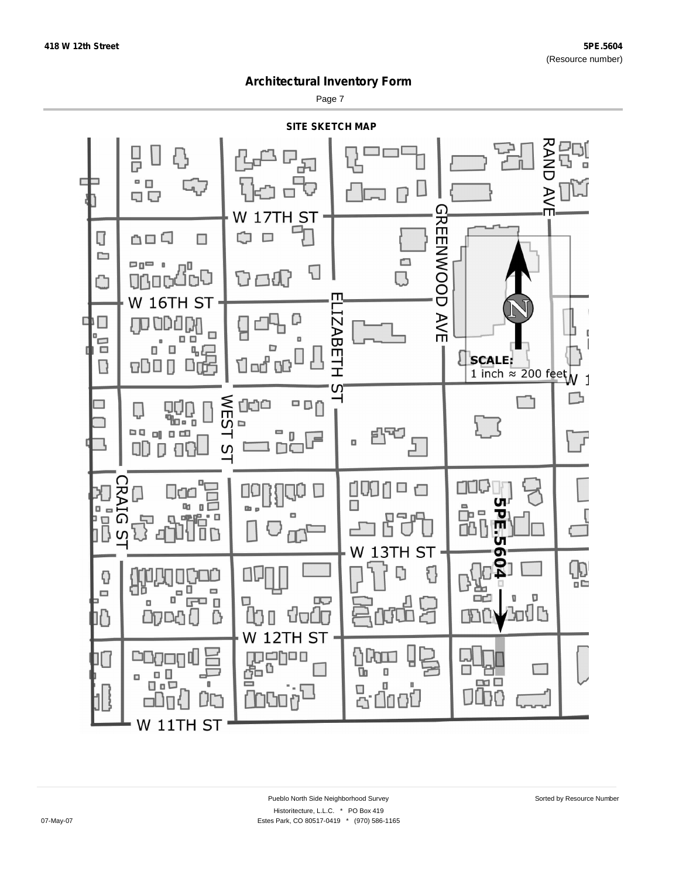# Architectural Inventory Form

## SITE SKETCH MAP

W 17TH ST

W 16TH ST

W 13TH ST

W 12TH ST

W 11TH ST

RAND AVE

GREENWOOD AVE

ELIZABETH ST

WEST ST

CRAIG ST

5PE.5604

SCALE:
1 inch ≈ 200 feet

Pueblo North Side Neighborhood Survey

Historitecture, L.L.C. * PO Box 419
Estes Park, CO 80517-0419 * (970) 586-1165

07-May-07

Sorted by Resource Number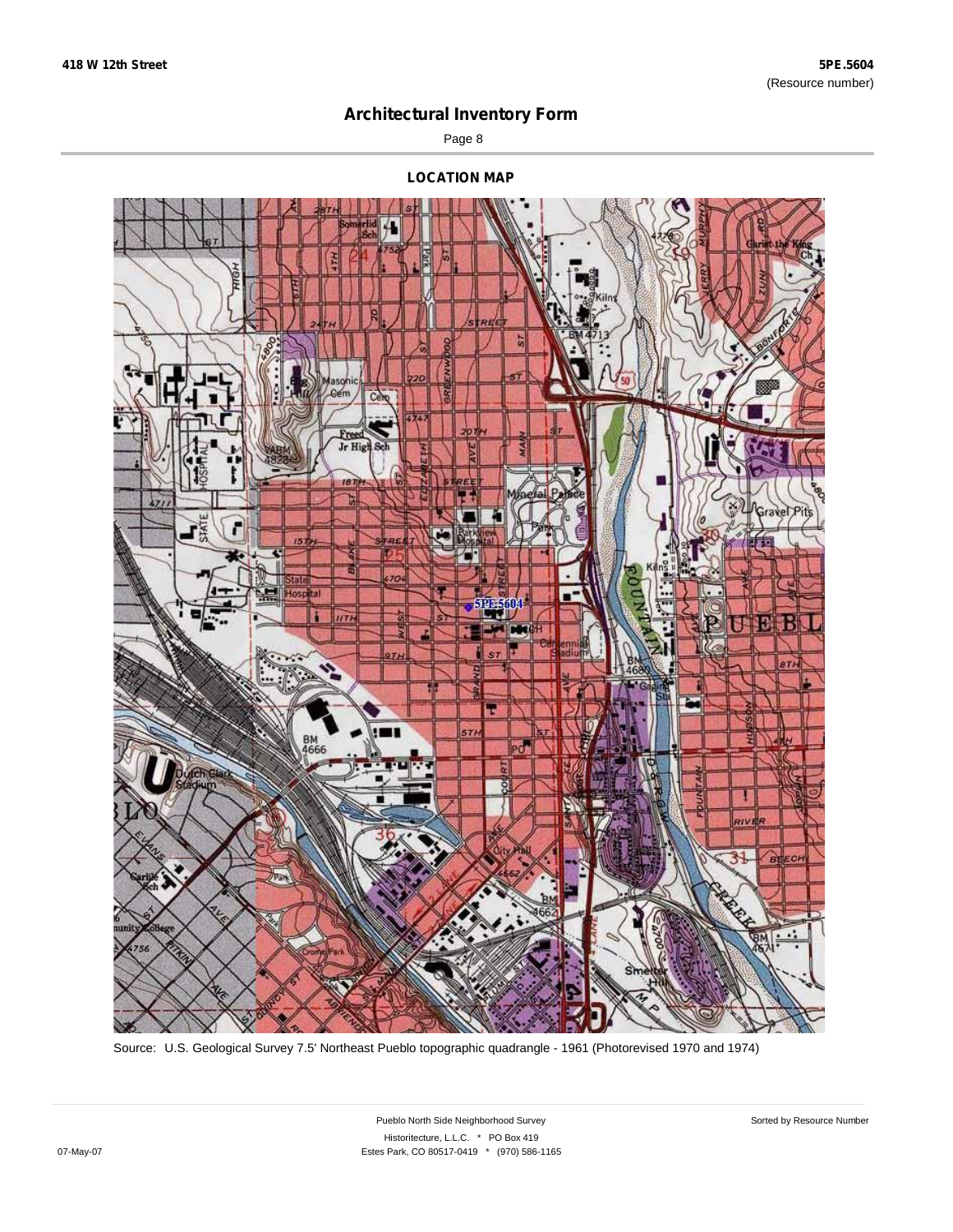# Architectural Inventory Form

## LOCATION MAP

Source: U.S. Geological Survey 7.5' Northeast Pueblo topographic quadrangle - 1961 (Photorevised 1970 and 1974)